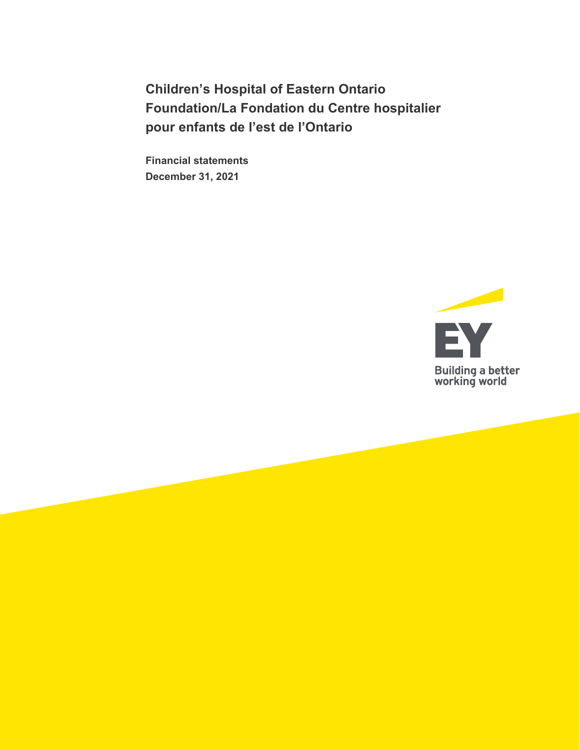# Children's Hospital of Eastern Ontario Foundation/La Fondation du Centre hospitalier pour enfants de l'est de l'Ontario

**Financial statements**
**December 31, 2021**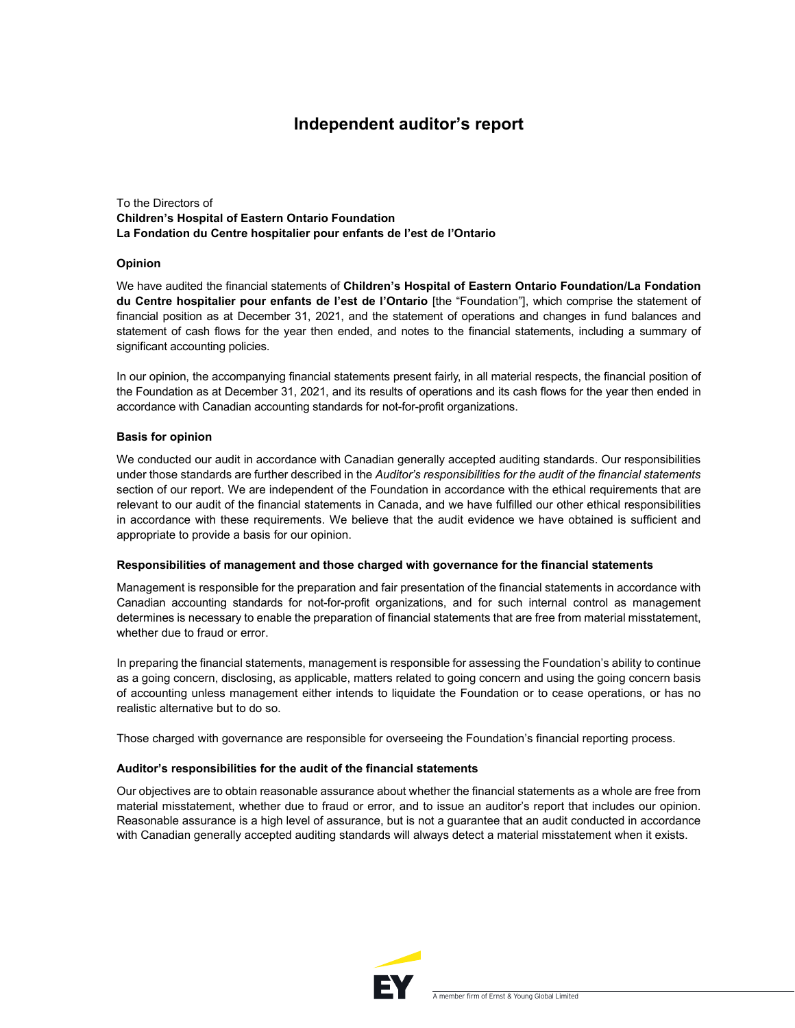# Independent auditor's report

To the Directors of
**Children's Hospital of Eastern Ontario Foundation**
**La Fondation du Centre hospitalier pour enfants de l'est de l'Ontario**

## Opinion

We have audited the financial statements of **Children's Hospital of Eastern Ontario Foundation/La Fondation du Centre hospitalier pour enfants de l'est de l'Ontario** [the "Foundation"], which comprise the statement of financial position as at December 31, 2021, and the statement of operations and changes in fund balances and statement of cash flows for the year then ended, and notes to the financial statements, including a summary of significant accounting policies.

In our opinion, the accompanying financial statements present fairly, in all material respects, the financial position of the Foundation as at December 31, 2021, and its results of operations and its cash flows for the year then ended in accordance with Canadian accounting standards for not-for-profit organizations.

## Basis for opinion

We conducted our audit in accordance with Canadian generally accepted auditing standards. Our responsibilities under those standards are further described in the *Auditor's responsibilities for the audit of the financial statements* section of our report. We are independent of the Foundation in accordance with the ethical requirements that are relevant to our audit of the financial statements in Canada, and we have fulfilled our other ethical responsibilities in accordance with these requirements. We believe that the audit evidence we have obtained is sufficient and appropriate to provide a basis for our opinion.

## Responsibilities of management and those charged with governance for the financial statements

Management is responsible for the preparation and fair presentation of the financial statements in accordance with Canadian accounting standards for not-for-profit organizations, and for such internal control as management determines is necessary to enable the preparation of financial statements that are free from material misstatement, whether due to fraud or error.

In preparing the financial statements, management is responsible for assessing the Foundation's ability to continue as a going concern, disclosing, as applicable, matters related to going concern and using the going concern basis of accounting unless management either intends to liquidate the Foundation or to cease operations, or has no realistic alternative but to do so.

Those charged with governance are responsible for overseeing the Foundation's financial reporting process.

## Auditor's responsibilities for the audit of the financial statements

Our objectives are to obtain reasonable assurance about whether the financial statements as a whole are free from material misstatement, whether due to fraud or error, and to issue an auditor's report that includes our opinion. Reasonable assurance is a high level of assurance, but is not a guarantee that an audit conducted in accordance with Canadian generally accepted auditing standards will always detect a material misstatement when it exists.

A member firm of Ernst & Young Global Limited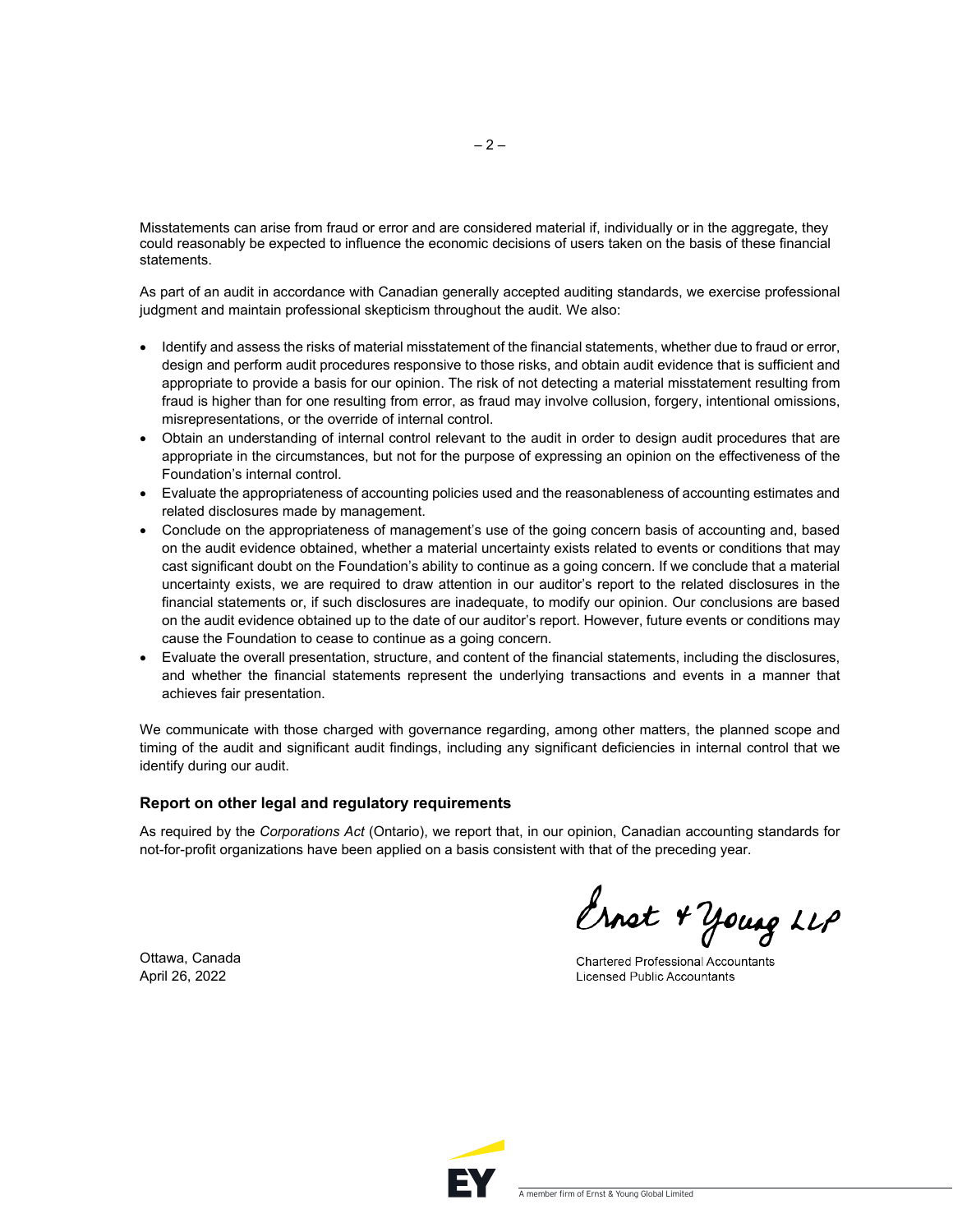Misstatements can arise from fraud or error and are considered material if, individually or in the aggregate, they could reasonably be expected to influence the economic decisions of users taken on the basis of these financial statements.

As part of an audit in accordance with Canadian generally accepted auditing standards, we exercise professional judgment and maintain professional skepticism throughout the audit. We also:

- Identify and assess the risks of material misstatement of the financial statements, whether due to fraud or error, design and perform audit procedures responsive to those risks, and obtain audit evidence that is sufficient and appropriate to provide a basis for our opinion. The risk of not detecting a material misstatement resulting from fraud is higher than for one resulting from error, as fraud may involve collusion, forgery, intentional omissions, misrepresentations, or the override of internal control.
- Obtain an understanding of internal control relevant to the audit in order to design audit procedures that are appropriate in the circumstances, but not for the purpose of expressing an opinion on the effectiveness of the Foundation's internal control.
- Evaluate the appropriateness of accounting policies used and the reasonableness of accounting estimates and related disclosures made by management.
- Conclude on the appropriateness of management's use of the going concern basis of accounting and, based on the audit evidence obtained, whether a material uncertainty exists related to events or conditions that may cast significant doubt on the Foundation's ability to continue as a going concern. If we conclude that a material uncertainty exists, we are required to draw attention in our auditor's report to the related disclosures in the financial statements or, if such disclosures are inadequate, to modify our opinion. Our conclusions are based on the audit evidence obtained up to the date of our auditor's report. However, future events or conditions may cause the Foundation to cease to continue as a going concern.
- Evaluate the overall presentation, structure, and content of the financial statements, including the disclosures, and whether the financial statements represent the underlying transactions and events in a manner that achieves fair presentation.

We communicate with those charged with governance regarding, among other matters, the planned scope and timing of the audit and significant audit findings, including any significant deficiencies in internal control that we identify during our audit.

### Report on other legal and regulatory requirements

As required by the *Corporations Act* (Ontario), we report that, in our opinion, Canadian accounting standards for not-for-profit organizations have been applied on a basis consistent with that of the preceding year.

Ernst & Young LLP

Chartered Professional Accountants
Licensed Public Accountants

Ottawa, Canada
April 26, 2022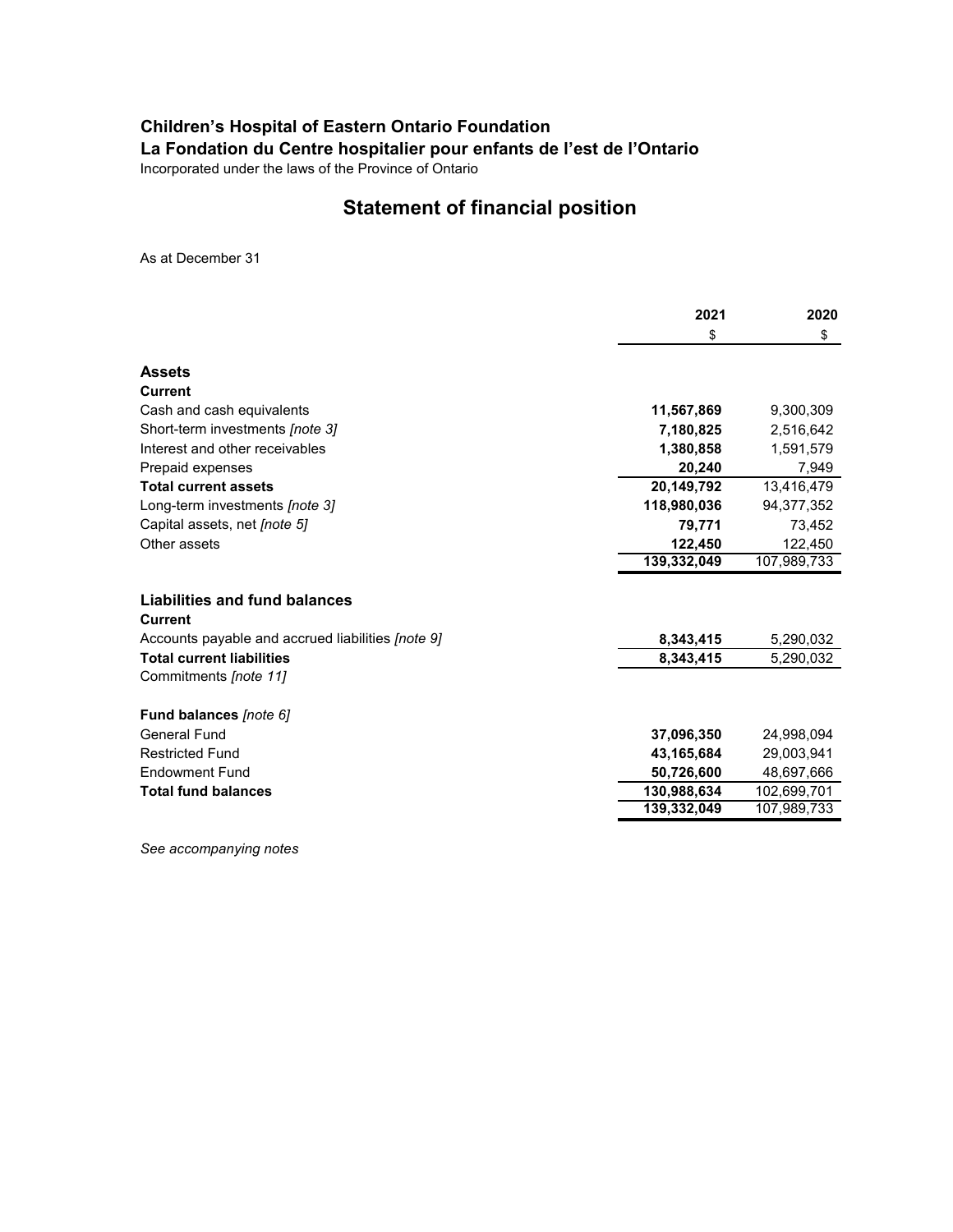**Children's Hospital of Eastern Ontario Foundation**

**La Fondation du Centre hospitalier pour enfants de l'est de l'Ontario**

Incorporated under the laws of the Province of Ontario

## Statement of financial position

As at December 31

| | 2021 | 2020 |
|---|---|---|
| | $ | $ |
| **Assets** | | |
| **Current** | | |
| Cash and cash equivalents | **11,567,869** | 9,300,309 |
| Short-term investments *[note 3]* | **7,180,825** | 2,516,642 |
| Interest and other receivables | **1,380,858** | 1,591,579 |
| Prepaid expenses | **20,240** | 7,949 |
| **Total current assets** | **20,149,792** | 13,416,479 |
| Long-term investments *[note 3]* | **118,980,036** | 94,377,352 |
| Capital assets, net *[note 5]* | **79,771** | 73,452 |
| Other assets | **122,450** | 122,450 |
| | **139,332,049** | 107,989,733 |
| **Liabilities and fund balances** | | |
| **Current** | | |
| Accounts payable and accrued liabilities *[note 9]* | **8,343,415** | 5,290,032 |
| **Total current liabilities** | **8,343,415** | 5,290,032 |
| Commitments *[note 11]* | | |
| **Fund balances** *[note 6]* | | |
| General Fund | **37,096,350** | 24,998,094 |
| Restricted Fund | **43,165,684** | 29,003,941 |
| Endowment Fund | **50,726,600** | 48,697,666 |
| **Total fund balances** | **130,988,634** | 102,699,701 |
| | **139,332,049** | 107,989,733 |

*See accompanying notes*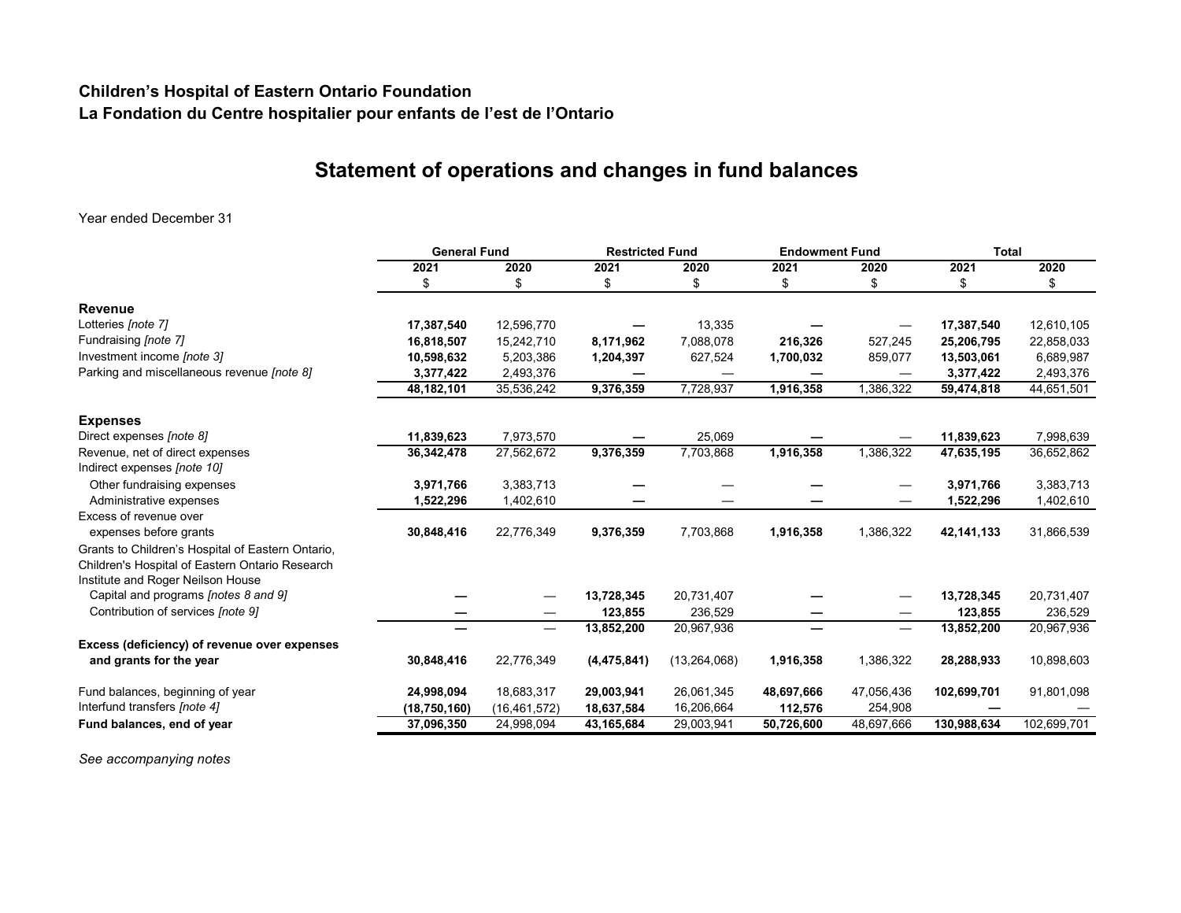**Children's Hospital of Eastern Ontario Foundation**
**La Fondation du Centre hospitalier pour enfants de l'est de l'Ontario**

# Statement of operations and changes in fund balances

Year ended December 31

| | General Fund | | Restricted Fund | | Endowment Fund | | Total | |
|---|---|---|---|---|---|---|---|---|
| | 2021 | 2020 | 2021 | 2020 | 2021 | 2020 | 2021 | 2020 |
| | $ | $ | $ | $ | $ | $ | $ | $ |
| **Revenue** | | | | | | | | |
| Lotteries *[note 7]* | **17,387,540** | 12,596,770 | **—** | 13,335 | **—** | — | **17,387,540** | 12,610,105 |
| Fundraising *[note 7]* | **16,818,507** | 15,242,710 | **8,171,962** | 7,088,078 | **216,326** | 527,245 | **25,206,795** | 22,858,033 |
| Investment income *[note 3]* | **10,598,632** | 5,203,386 | **1,204,397** | 627,524 | **1,700,032** | 859,077 | **13,503,061** | 6,689,987 |
| Parking and miscellaneous revenue *[note 8]* | **3,377,422** | 2,493,376 | **—** | — | **—** | — | **3,377,422** | 2,493,376 |
| | **48,182,101** | 35,536,242 | **9,376,359** | 7,728,937 | **1,916,358** | 1,386,322 | **59,474,818** | 44,651,501 |
| **Expenses** | | | | | | | | |
| Direct expenses *[note 8]* | **11,839,623** | 7,973,570 | **—** | 25,069 | **—** | — | **11,839,623** | 7,998,639 |
| Revenue, net of direct expenses | **36,342,478** | 27,562,672 | **9,376,359** | 7,703,868 | **1,916,358** | 1,386,322 | **47,635,195** | 36,652,862 |
| Indirect expenses *[note 10]* | | | | | | | | |
| Other fundraising expenses | **3,971,766** | 3,383,713 | **—** | — | **—** | — | **3,971,766** | 3,383,713 |
| Administrative expenses | **1,522,296** | 1,402,610 | **—** | — | **—** | — | **1,522,296** | 1,402,610 |
| Excess of revenue over expenses before grants | **30,848,416** | 22,776,349 | **9,376,359** | 7,703,868 | **1,916,358** | 1,386,322 | **42,141,133** | 31,866,539 |
| Grants to Children's Hospital of Eastern Ontario, Children's Hospital of Eastern Ontario Research Institute and Roger Neilson House | | | | | | | | |
| Capital and programs *[notes 8 and 9]* | **—** | — | **13,728,345** | 20,731,407 | **—** | — | **13,728,345** | 20,731,407 |
| Contribution of services *[note 9]* | **—** | — | **123,855** | 236,529 | **—** | — | **123,855** | 236,529 |
| | **—** | — | **13,852,200** | 20,967,936 | **—** | — | **13,852,200** | 20,967,936 |
| **Excess (deficiency) of revenue over expenses and grants for the year** | **30,848,416** | 22,776,349 | **(4,475,841)** | (13,264,068) | **1,916,358** | 1,386,322 | **28,288,933** | 10,898,603 |
| Fund balances, beginning of year | **24,998,094** | 18,683,317 | **29,003,941** | 26,061,345 | **48,697,666** | 47,056,436 | **102,699,701** | 91,801,098 |
| Interfund transfers *[note 4]* | **(18,750,160)** | (16,461,572) | **18,637,584** | 16,206,664 | **112,576** | 254,908 | **—** | — |
| **Fund balances, end of year** | **37,096,350** | 24,998,094 | **43,165,684** | 29,003,941 | **50,726,600** | 48,697,666 | **130,988,634** | 102,699,701 |

*See accompanying notes*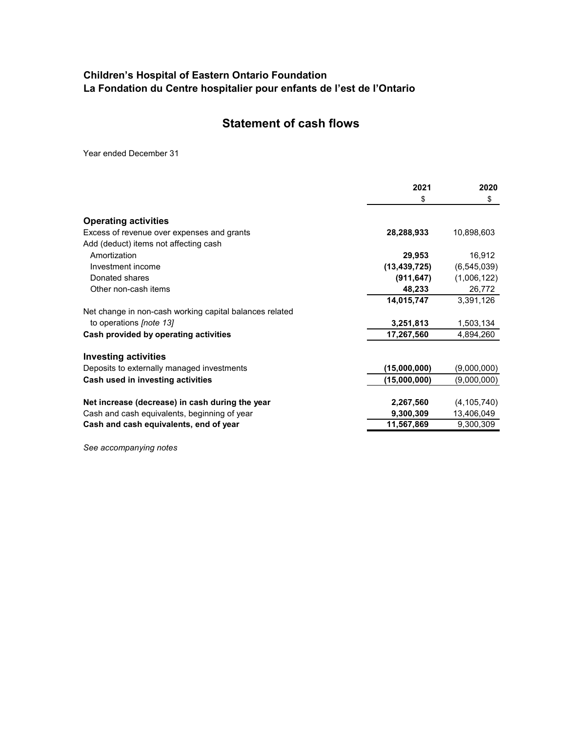**Children's Hospital of Eastern Ontario Foundation**
**La Fondation du Centre hospitalier pour enfants de l'est de l'Ontario**

# Statement of cash flows

Year ended December 31

| | 2021 | 2020 |
|---|---|---|
| | $ | $ |
| **Operating activities** | | |
| Excess of revenue over expenses and grants | **28,288,933** | 10,898,603 |
| Add (deduct) items not affecting cash | | |
| Amortization | **29,953** | 16,912 |
| Investment income | **(13,439,725)** | (6,545,039) |
| Donated shares | **(911,647)** | (1,006,122) |
| Other non-cash items | **48,233** | 26,772 |
| | **14,015,747** | 3,391,126 |
| Net change in non-cash working capital balances related to operations *[note 13]* | **3,251,813** | 1,503,134 |
| **Cash provided by operating activities** | **17,267,560** | 4,894,260 |
| **Investing activities** | | |
| Deposits to externally managed investments | **(15,000,000)** | (9,000,000) |
| **Cash used in investing activities** | **(15,000,000)** | (9,000,000) |
| **Net increase (decrease) in cash during the year** | **2,267,560** | (4,105,740) |
| Cash and cash equivalents, beginning of year | **9,300,309** | 13,406,049 |
| **Cash and cash equivalents, end of year** | **11,567,869** | 9,300,309 |

*See accompanying notes*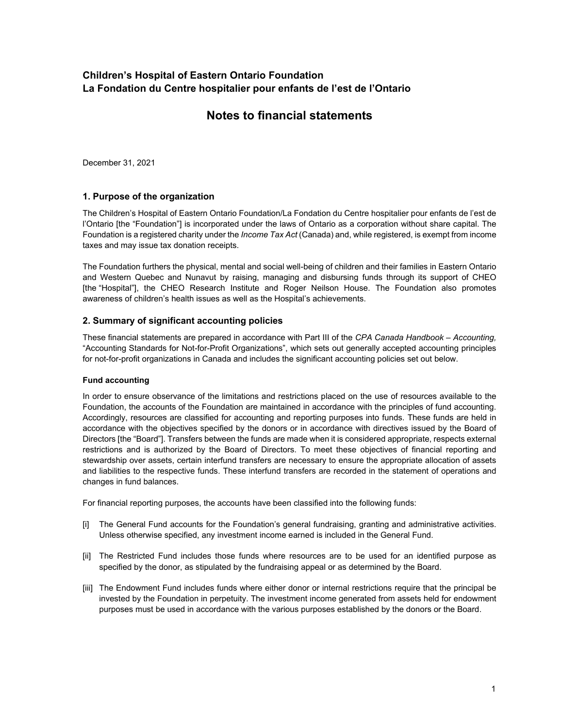# Children's Hospital of Eastern Ontario Foundation
# La Fondation du Centre hospitalier pour enfants de l'est de l'Ontario

## Notes to financial statements

December 31, 2021

### 1. Purpose of the organization

The Children's Hospital of Eastern Ontario Foundation/La Fondation du Centre hospitalier pour enfants de l'est de l'Ontario [the "Foundation"] is incorporated under the laws of Ontario as a corporation without share capital. The Foundation is a registered charity under the *Income Tax Act* (Canada) and, while registered, is exempt from income taxes and may issue tax donation receipts.

The Foundation furthers the physical, mental and social well-being of children and their families in Eastern Ontario and Western Quebec and Nunavut by raising, managing and disbursing funds through its support of CHEO [the "Hospital"], the CHEO Research Institute and Roger Neilson House. The Foundation also promotes awareness of children's health issues as well as the Hospital's achievements.

### 2. Summary of significant accounting policies

These financial statements are prepared in accordance with Part III of the *CPA Canada Handbook – Accounting,* "Accounting Standards for Not-for-Profit Organizations", which sets out generally accepted accounting principles for not-for-profit organizations in Canada and includes the significant accounting policies set out below.

#### Fund accounting

In order to ensure observance of the limitations and restrictions placed on the use of resources available to the Foundation, the accounts of the Foundation are maintained in accordance with the principles of fund accounting. Accordingly, resources are classified for accounting and reporting purposes into funds. These funds are held in accordance with the objectives specified by the donors or in accordance with directives issued by the Board of Directors [the "Board"]. Transfers between the funds are made when it is considered appropriate, respects external restrictions and is authorized by the Board of Directors. To meet these objectives of financial reporting and stewardship over assets, certain interfund transfers are necessary to ensure the appropriate allocation of assets and liabilities to the respective funds. These interfund transfers are recorded in the statement of operations and changes in fund balances.

For financial reporting purposes, the accounts have been classified into the following funds:

[i] The General Fund accounts for the Foundation's general fundraising, granting and administrative activities. Unless otherwise specified, any investment income earned is included in the General Fund.

[ii] The Restricted Fund includes those funds where resources are to be used for an identified purpose as specified by the donor, as stipulated by the fundraising appeal or as determined by the Board.

[iii] The Endowment Fund includes funds where either donor or internal restrictions require that the principal be invested by the Foundation in perpetuity. The investment income generated from assets held for endowment purposes must be used in accordance with the various purposes established by the donors or the Board.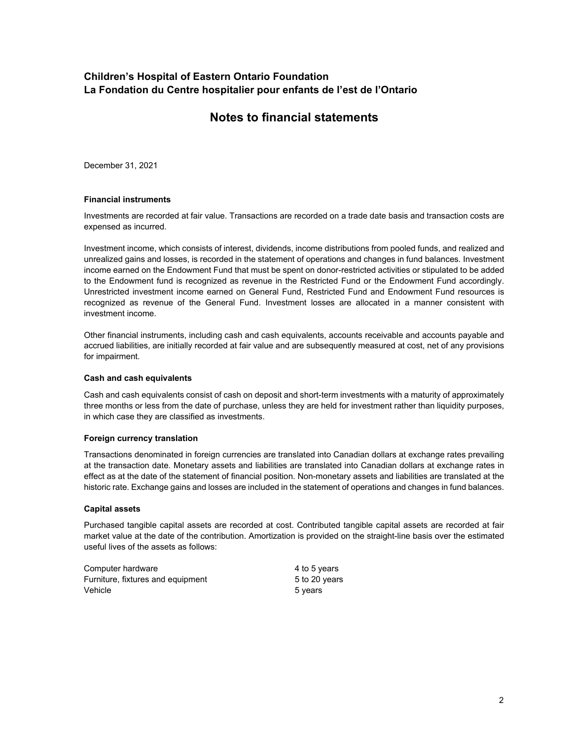# Children's Hospital of Eastern Ontario Foundation
# La Fondation du Centre hospitalier pour enfants de l'est de l'Ontario

## Notes to financial statements

December 31, 2021

**Financial instruments**

Investments are recorded at fair value. Transactions are recorded on a trade date basis and transaction costs are expensed as incurred.

Investment income, which consists of interest, dividends, income distributions from pooled funds, and realized and unrealized gains and losses, is recorded in the statement of operations and changes in fund balances. Investment income earned on the Endowment Fund that must be spent on donor-restricted activities or stipulated to be added to the Endowment fund is recognized as revenue in the Restricted Fund or the Endowment Fund accordingly. Unrestricted investment income earned on General Fund, Restricted Fund and Endowment Fund resources is recognized as revenue of the General Fund. Investment losses are allocated in a manner consistent with investment income.

Other financial instruments, including cash and cash equivalents, accounts receivable and accounts payable and accrued liabilities, are initially recorded at fair value and are subsequently measured at cost, net of any provisions for impairment.

**Cash and cash equivalents**

Cash and cash equivalents consist of cash on deposit and short-term investments with a maturity of approximately three months or less from the date of purchase, unless they are held for investment rather than liquidity purposes, in which case they are classified as investments.

**Foreign currency translation**

Transactions denominated in foreign currencies are translated into Canadian dollars at exchange rates prevailing at the transaction date. Monetary assets and liabilities are translated into Canadian dollars at exchange rates in effect as at the date of the statement of financial position. Non-monetary assets and liabilities are translated at the historic rate. Exchange gains and losses are included in the statement of operations and changes in fund balances.

**Capital assets**

Purchased tangible capital assets are recorded at cost. Contributed tangible capital assets are recorded at fair market value at the date of the contribution. Amortization is provided on the straight-line basis over the estimated useful lives of the assets as follows:

| | |
|---|---|
| Computer hardware | 4 to 5 years |
| Furniture, fixtures and equipment | 5 to 20 years |
| Vehicle | 5 years |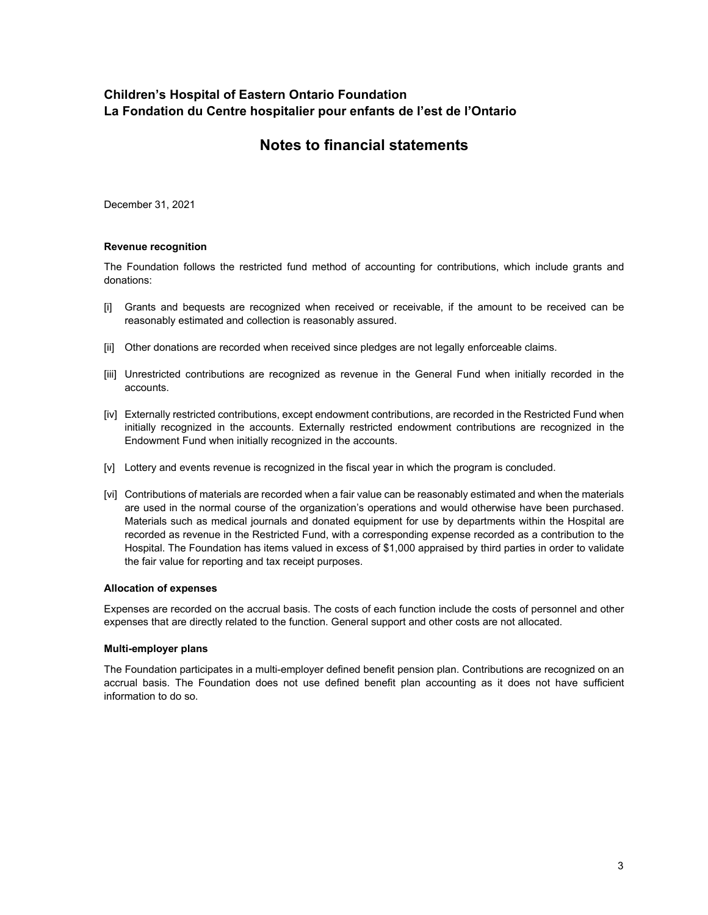## Children's Hospital of Eastern Ontario Foundation
## La Fondation du Centre hospitalier pour enfants de l'est de l'Ontario

# Notes to financial statements

December 31, 2021

**Revenue recognition**

The Foundation follows the restricted fund method of accounting for contributions, which include grants and donations:

[i] Grants and bequests are recognized when received or receivable, if the amount to be received can be reasonably estimated and collection is reasonably assured.

[ii] Other donations are recorded when received since pledges are not legally enforceable claims.

[iii] Unrestricted contributions are recognized as revenue in the General Fund when initially recorded in the accounts.

[iv] Externally restricted contributions, except endowment contributions, are recorded in the Restricted Fund when initially recognized in the accounts. Externally restricted endowment contributions are recognized in the Endowment Fund when initially recognized in the accounts.

[v] Lottery and events revenue is recognized in the fiscal year in which the program is concluded.

[vi] Contributions of materials are recorded when a fair value can be reasonably estimated and when the materials are used in the normal course of the organization's operations and would otherwise have been purchased. Materials such as medical journals and donated equipment for use by departments within the Hospital are recorded as revenue in the Restricted Fund, with a corresponding expense recorded as a contribution to the Hospital. The Foundation has items valued in excess of $1,000 appraised by third parties in order to validate the fair value for reporting and tax receipt purposes.

**Allocation of expenses**

Expenses are recorded on the accrual basis. The costs of each function include the costs of personnel and other expenses that are directly related to the function. General support and other costs are not allocated.

**Multi-employer plans**

The Foundation participates in a multi-employer defined benefit pension plan. Contributions are recognized on an accrual basis. The Foundation does not use defined benefit plan accounting as it does not have sufficient information to do so.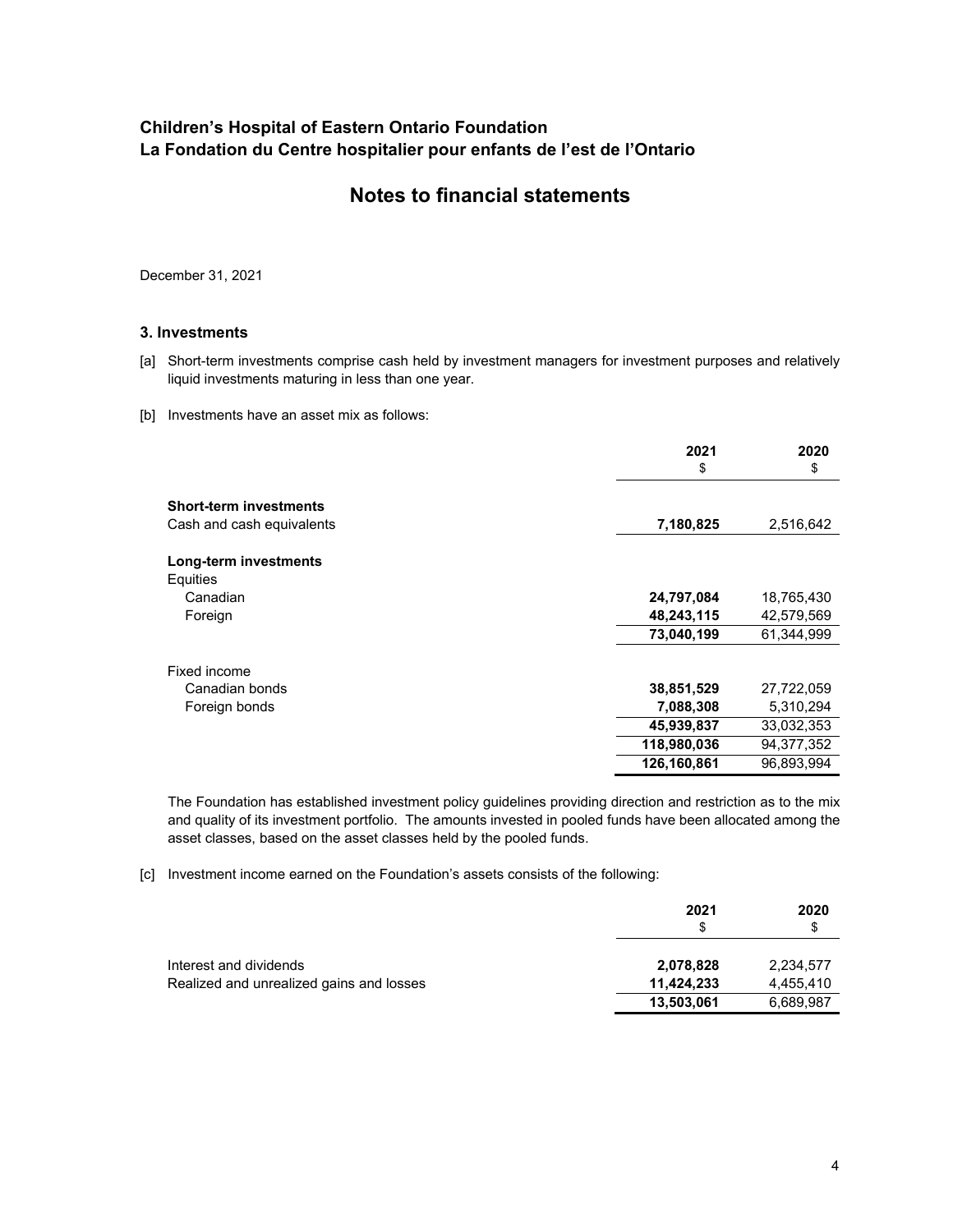# Children's Hospital of Eastern Ontario Foundation
# La Fondation du Centre hospitalier pour enfants de l'est de l'Ontario

## Notes to financial statements

December 31, 2021

### 3. Investments

[a] Short-term investments comprise cash held by investment managers for investment purposes and relatively liquid investments maturing in less than one year.

[b] Investments have an asset mix as follows:

| | 2021<br>$ | 2020<br>$ |
|---|---|---|
| **Short-term investments** | | |
| Cash and cash equivalents | **7,180,825** | 2,516,642 |
| **Long-term investments** | | |
| Equities | | |
| Canadian | **24,797,084** | 18,765,430 |
| Foreign | **48,243,115** | 42,579,569 |
| | **73,040,199** | 61,344,999 |
| Fixed income | | |
| Canadian bonds | **38,851,529** | 27,722,059 |
| Foreign bonds | **7,088,308** | 5,310,294 |
| | **45,939,837** | 33,032,353 |
| | **118,980,036** | 94,377,352 |
| | **126,160,861** | 96,893,994 |

The Foundation has established investment policy guidelines providing direction and restriction as to the mix and quality of its investment portfolio. The amounts invested in pooled funds have been allocated among the asset classes, based on the asset classes held by the pooled funds.

[c] Investment income earned on the Foundation's assets consists of the following:

| | 2021<br>$ | 2020<br>$ |
|---|---|---|
| Interest and dividends | **2,078,828** | 2,234,577 |
| Realized and unrealized gains and losses | **11,424,233** | 4,455,410 |
| | **13,503,061** | 6,689,987 |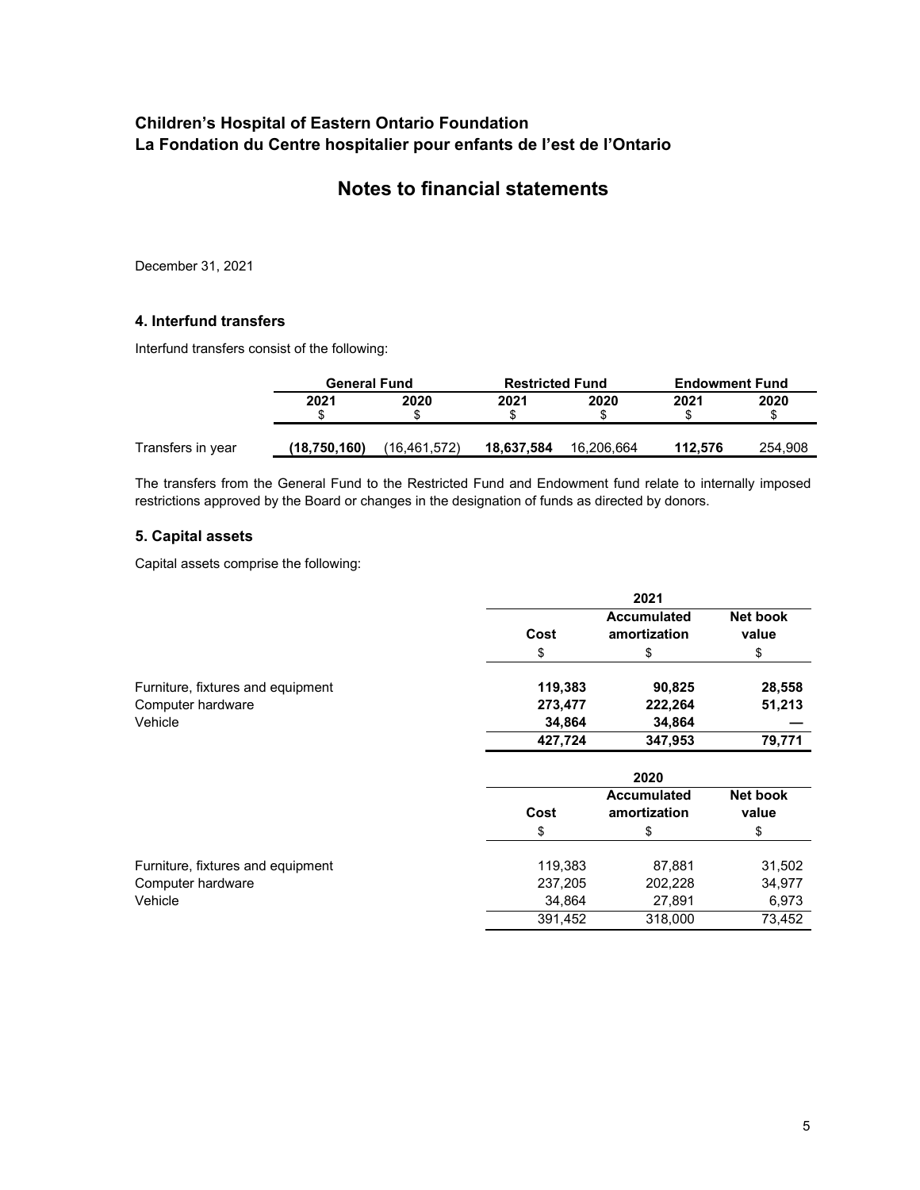# Children's Hospital of Eastern Ontario Foundation
# La Fondation du Centre hospitalier pour enfants de l'est de l'Ontario

## Notes to financial statements

December 31, 2021

### 4. Interfund transfers

Interfund transfers consist of the following:

| | General Fund | | Restricted Fund | | Endowment Fund | |
|---|---|---|---|---|---|---|
| | **2021** | **2020** | **2021** | **2020** | **2021** | **2020** |
| | $ | $ | $ | $ | $ | $ |
| Transfers in year | **(18,750,160)** | (16,461,572) | **18,637,584** | 16,206,664 | **112,576** | 254,908 |

The transfers from the General Fund to the Restricted Fund and Endowment fund relate to internally imposed restrictions approved by the Board or changes in the designation of funds as directed by donors.

### 5. Capital assets

Capital assets comprise the following:

| | 2021 | | |
|---|---|---|---|
| | **Cost** | **Accumulated amortization** | **Net book value** |
| | $ | $ | $ |
| Furniture, fixtures and equipment | **119,383** | **90,825** | **28,558** |
| Computer hardware | **273,477** | **222,264** | **51,213** |
| Vehicle | **34,864** | **34,864** | **—** |
| | **427,724** | **347,953** | **79,771** |

| | 2020 | | |
|---|---|---|---|
| | **Cost** | **Accumulated amortization** | **Net book value** |
| | $ | $ | $ |
| Furniture, fixtures and equipment | 119,383 | 87,881 | 31,502 |
| Computer hardware | 237,205 | 202,228 | 34,977 |
| Vehicle | 34,864 | 27,891 | 6,973 |
| | 391,452 | 318,000 | 73,452 |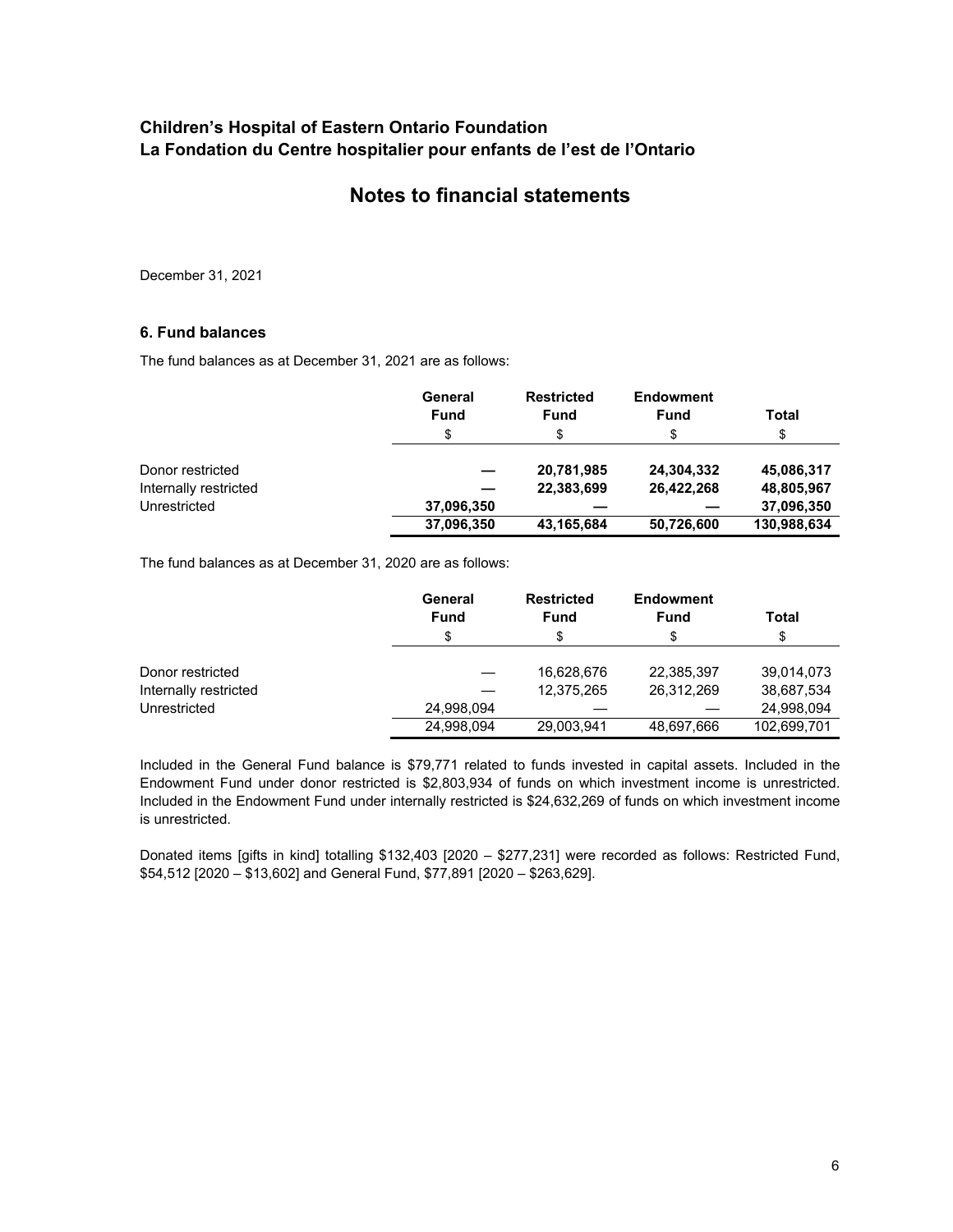# Children's Hospital of Eastern Ontario Foundation
# La Fondation du Centre hospitalier pour enfants de l'est de l'Ontario

## Notes to financial statements

December 31, 2021

### 6. Fund balances

The fund balances as at December 31, 2021 are as follows:

| | General Fund | Restricted Fund | Endowment Fund | Total |
|---|---|---|---|---|
| | $ | $ | $ | $ |
| Donor restricted | — | 20,781,985 | 24,304,332 | 45,086,317 |
| Internally restricted | — | 22,383,699 | 26,422,268 | 48,805,967 |
| Unrestricted | 37,096,350 | — | — | 37,096,350 |
| | **37,096,350** | **43,165,684** | **50,726,600** | **130,988,634** |

The fund balances as at December 31, 2020 are as follows:

| | General Fund | Restricted Fund | Endowment Fund | Total |
|---|---|---|---|---|
| | $ | $ | $ | $ |
| Donor restricted | — | 16,628,676 | 22,385,397 | 39,014,073 |
| Internally restricted | — | 12,375,265 | 26,312,269 | 38,687,534 |
| Unrestricted | 24,998,094 | — | — | 24,998,094 |
| | 24,998,094 | 29,003,941 | 48,697,666 | 102,699,701 |

Included in the General Fund balance is $79,771 related to funds invested in capital assets. Included in the Endowment Fund under donor restricted is $2,803,934 of funds on which investment income is unrestricted. Included in the Endowment Fund under internally restricted is $24,632,269 of funds on which investment income is unrestricted.

Donated items [gifts in kind] totalling $132,403 [2020 – $277,231] were recorded as follows: Restricted Fund, $54,512 [2020 – $13,602] and General Fund, $77,891 [2020 – $263,629].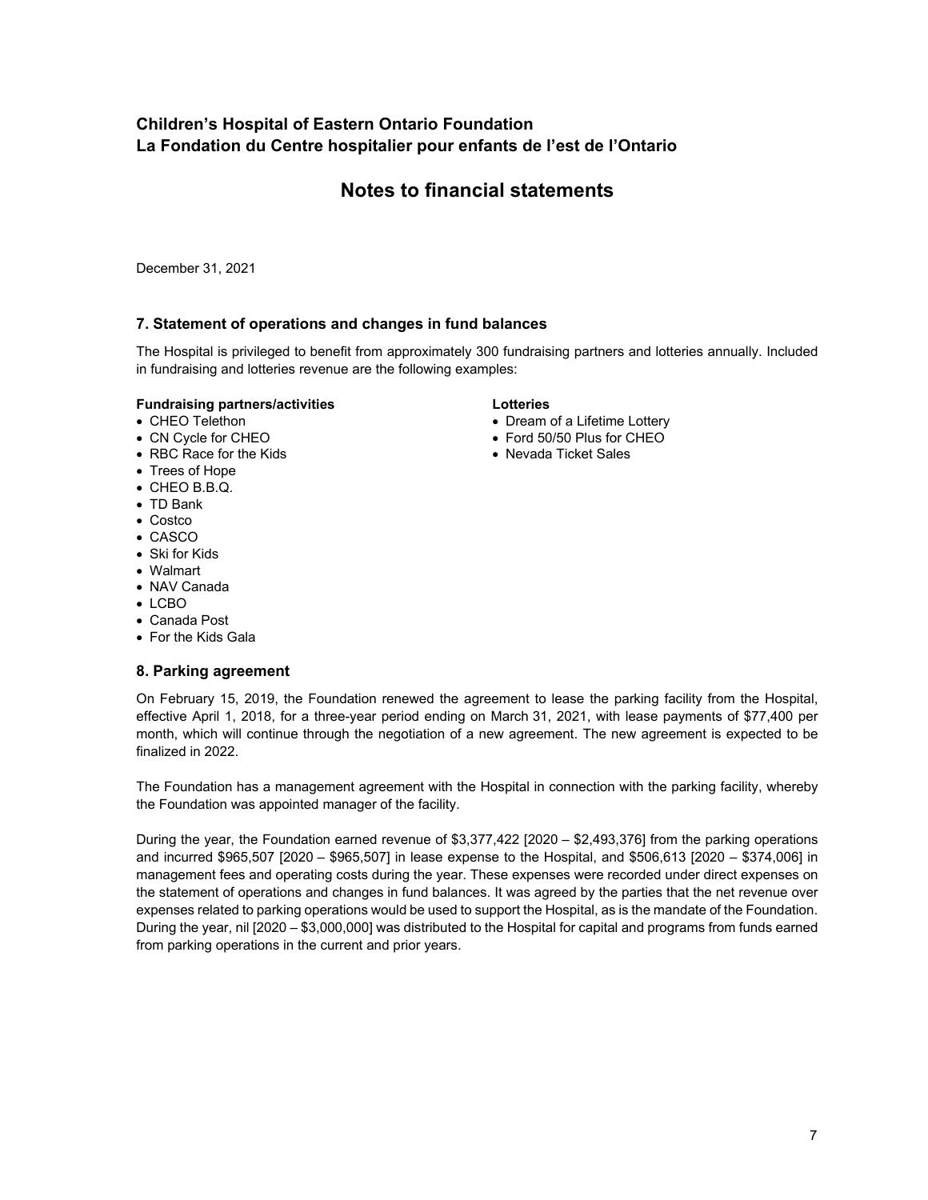# Children's Hospital of Eastern Ontario Foundation
# La Fondation du Centre hospitalier pour enfants de l'est de l'Ontario

## Notes to financial statements

December 31, 2021

### 7. Statement of operations and changes in fund balances

The Hospital is privileged to benefit from approximately 300 fundraising partners and lotteries annually. Included in fundraising and lotteries revenue are the following examples:

**Fundraising partners/activities**

- CHEO Telethon
- CN Cycle for CHEO
- RBC Race for the Kids
- Trees of Hope
- CHEO B.B.Q.
- TD Bank
- Costco
- CASCO
- Ski for Kids
- Walmart
- NAV Canada
- LCBO
- Canada Post
- For the Kids Gala

**Lotteries**

- Dream of a Lifetime Lottery
- Ford 50/50 Plus for CHEO
- Nevada Ticket Sales

### 8. Parking agreement

On February 15, 2019, the Foundation renewed the agreement to lease the parking facility from the Hospital, effective April 1, 2018, for a three-year period ending on March 31, 2021, with lease payments of $77,400 per month, which will continue through the negotiation of a new agreement. The new agreement is expected to be finalized in 2022.

The Foundation has a management agreement with the Hospital in connection with the parking facility, whereby the Foundation was appointed manager of the facility.

During the year, the Foundation earned revenue of $3,377,422 [2020 – $2,493,376] from the parking operations and incurred $965,507 [2020 – $965,507] in lease expense to the Hospital, and $506,613 [2020 – $374,006] in management fees and operating costs during the year. These expenses were recorded under direct expenses on the statement of operations and changes in fund balances. It was agreed by the parties that the net revenue over expenses related to parking operations would be used to support the Hospital, as is the mandate of the Foundation. During the year, nil [2020 – $3,000,000] was distributed to the Hospital for capital and programs from funds earned from parking operations in the current and prior years.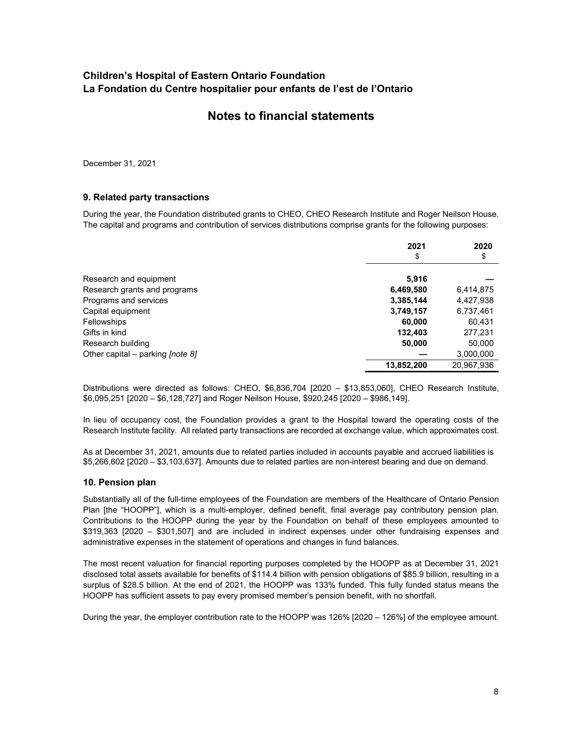## Children's Hospital of Eastern Ontario Foundation
## La Fondation du Centre hospitalier pour enfants de l'est de l'Ontario

# Notes to financial statements

December 31, 2021

### 9. Related party transactions

During the year, the Foundation distributed grants to CHEO, CHEO Research Institute and Roger Neilson House. The capital and programs and contribution of services distributions comprise grants for the following purposes:

| | 2021<br>$ | 2020<br>$ |
|---|---|---|
| Research and equipment | **5,916** | — |
| Research grants and programs | **6,469,580** | 6,414,875 |
| Programs and services | **3,385,144** | 4,427,938 |
| Capital equipment | **3,749,157** | 6,737,461 |
| Fellowships | **60,000** | 60,431 |
| Gifts in kind | **132,403** | 277,231 |
| Research building | **50,000** | 50,000 |
| Other capital – parking *[note 8]* | **—** | 3,000,000 |
| | **13,852,200** | 20,967,936 |

Distributions were directed as follows: CHEO, $6,836,704 [2020 – $13,853,060], CHEO Research Institute, $6,095,251 [2020 – $6,128,727] and Roger Neilson House, $920,245 [2020 – $986,149].

In lieu of occupancy cost, the Foundation provides a grant to the Hospital toward the operating costs of the Research Institute facility. All related party transactions are recorded at exchange value, which approximates cost.

As at December 31, 2021, amounts due to related parties included in accounts payable and accrued liabilities is $5,266,602 [2020 – $3,103,637]. Amounts due to related parties are non-interest bearing and due on demand.

### 10. Pension plan

Substantially all of the full-time employees of the Foundation are members of the Healthcare of Ontario Pension Plan [the "HOOPP"], which is a multi-employer, defined benefit, final average pay contributory pension plan. Contributions to the HOOPP during the year by the Foundation on behalf of these employees amounted to $319,363 [2020 – $301,507] and are included in indirect expenses under other fundraising expenses and administrative expenses in the statement of operations and changes in fund balances.

The most recent valuation for financial reporting purposes completed by the HOOPP as at December 31, 2021 disclosed total assets available for benefits of $114.4 billion with pension obligations of $85.9 billion, resulting in a surplus of $28.5 billion. At the end of 2021, the HOOPP was 133% funded. This fully funded status means the HOOPP has sufficient assets to pay every promised member's pension benefit, with no shortfall.

During the year, the employer contribution rate to the HOOPP was 126% [2020 – 126%] of the employee amount.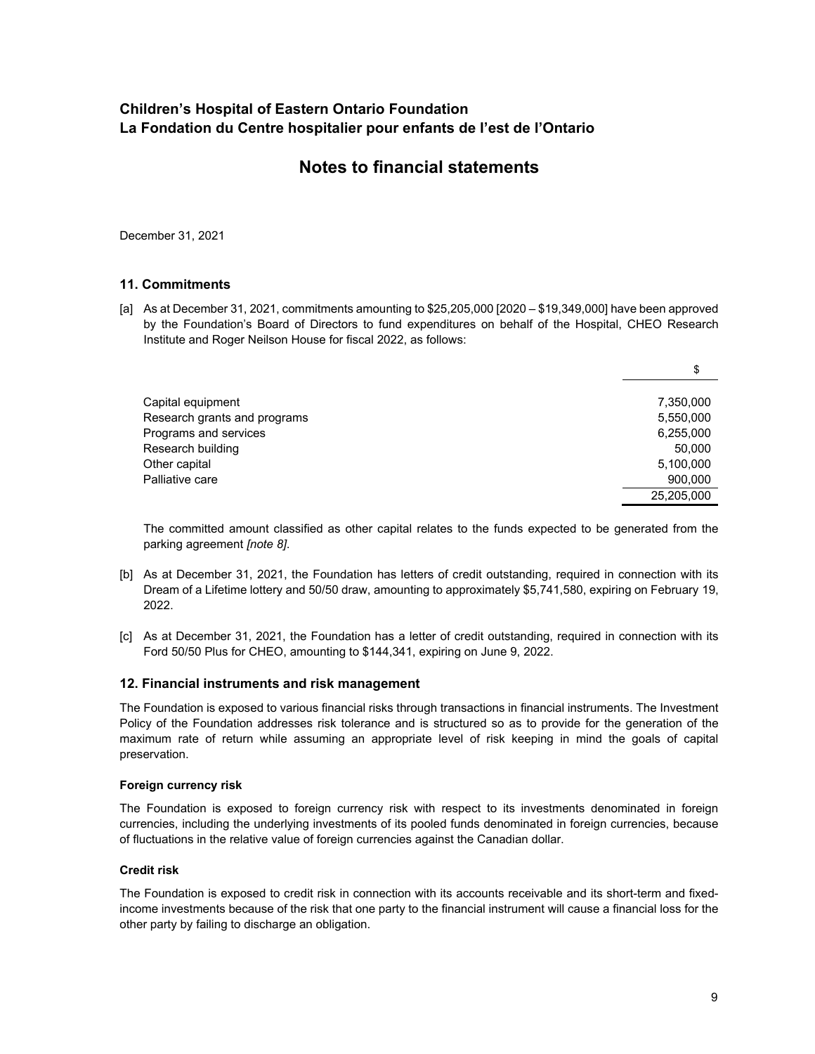# Children's Hospital of Eastern Ontario Foundation
# La Fondation du Centre hospitalier pour enfants de l'est de l'Ontario

## Notes to financial statements

December 31, 2021

### 11. Commitments

[a] As at December 31, 2021, commitments amounting to $25,205,000 [2020 – $19,349,000] have been approved by the Foundation's Board of Directors to fund expenditures on behalf of the Hospital, CHEO Research Institute and Roger Neilson House for fiscal 2022, as follows:

| | $ |
|---|---|
| Capital equipment | 7,350,000 |
| Research grants and programs | 5,550,000 |
| Programs and services | 6,255,000 |
| Research building | 50,000 |
| Other capital | 5,100,000 |
| Palliative care | 900,000 |
| | 25,205,000 |

The committed amount classified as other capital relates to the funds expected to be generated from the parking agreement *[note 8]*.

[b] As at December 31, 2021, the Foundation has letters of credit outstanding, required in connection with its Dream of a Lifetime lottery and 50/50 draw, amounting to approximately $5,741,580, expiring on February 19, 2022.

[c] As at December 31, 2021, the Foundation has a letter of credit outstanding, required in connection with its Ford 50/50 Plus for CHEO, amounting to $144,341, expiring on June 9, 2022.

### 12. Financial instruments and risk management

The Foundation is exposed to various financial risks through transactions in financial instruments. The Investment Policy of the Foundation addresses risk tolerance and is structured so as to provide for the generation of the maximum rate of return while assuming an appropriate level of risk keeping in mind the goals of capital preservation.

#### Foreign currency risk

The Foundation is exposed to foreign currency risk with respect to its investments denominated in foreign currencies, including the underlying investments of its pooled funds denominated in foreign currencies, because of fluctuations in the relative value of foreign currencies against the Canadian dollar.

#### Credit risk

The Foundation is exposed to credit risk in connection with its accounts receivable and its short-term and fixed-income investments because of the risk that one party to the financial instrument will cause a financial loss for the other party by failing to discharge an obligation.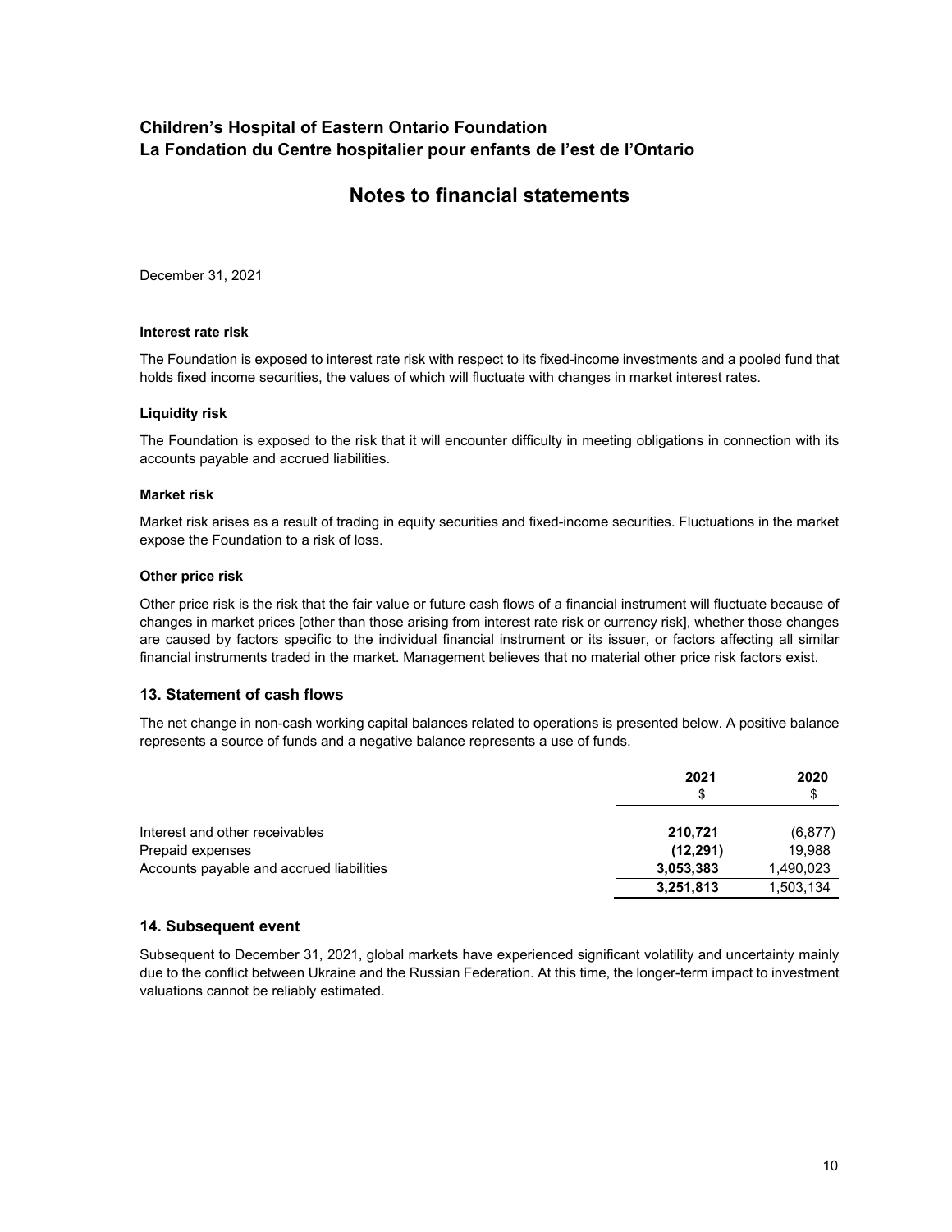## Children's Hospital of Eastern Ontario Foundation
## La Fondation du Centre hospitalier pour enfants de l'est de l'Ontario

# Notes to financial statements

December 31, 2021

**Interest rate risk**

The Foundation is exposed to interest rate risk with respect to its fixed-income investments and a pooled fund that holds fixed income securities, the values of which will fluctuate with changes in market interest rates.

**Liquidity risk**

The Foundation is exposed to the risk that it will encounter difficulty in meeting obligations in connection with its accounts payable and accrued liabilities.

**Market risk**

Market risk arises as a result of trading in equity securities and fixed-income securities. Fluctuations in the market expose the Foundation to a risk of loss.

**Other price risk**

Other price risk is the risk that the fair value or future cash flows of a financial instrument will fluctuate because of changes in market prices [other than those arising from interest rate risk or currency risk], whether those changes are caused by factors specific to the individual financial instrument or its issuer, or factors affecting all similar financial instruments traded in the market. Management believes that no material other price risk factors exist.

## 13. Statement of cash flows

The net change in non-cash working capital balances related to operations is presented below. A positive balance represents a source of funds and a negative balance represents a use of funds.

| | 2021<br>$ | 2020<br>$ |
|---|---|---|
| Interest and other receivables | **210,721** | (6,877) |
| Prepaid expenses | **(12,291)** | 19,988 |
| Accounts payable and accrued liabilities | **3,053,383** | 1,490,023 |
| | **3,251,813** | 1,503,134 |

## 14. Subsequent event

Subsequent to December 31, 2021, global markets have experienced significant volatility and uncertainty mainly due to the conflict between Ukraine and the Russian Federation. At this time, the longer-term impact to investment valuations cannot be reliably estimated.